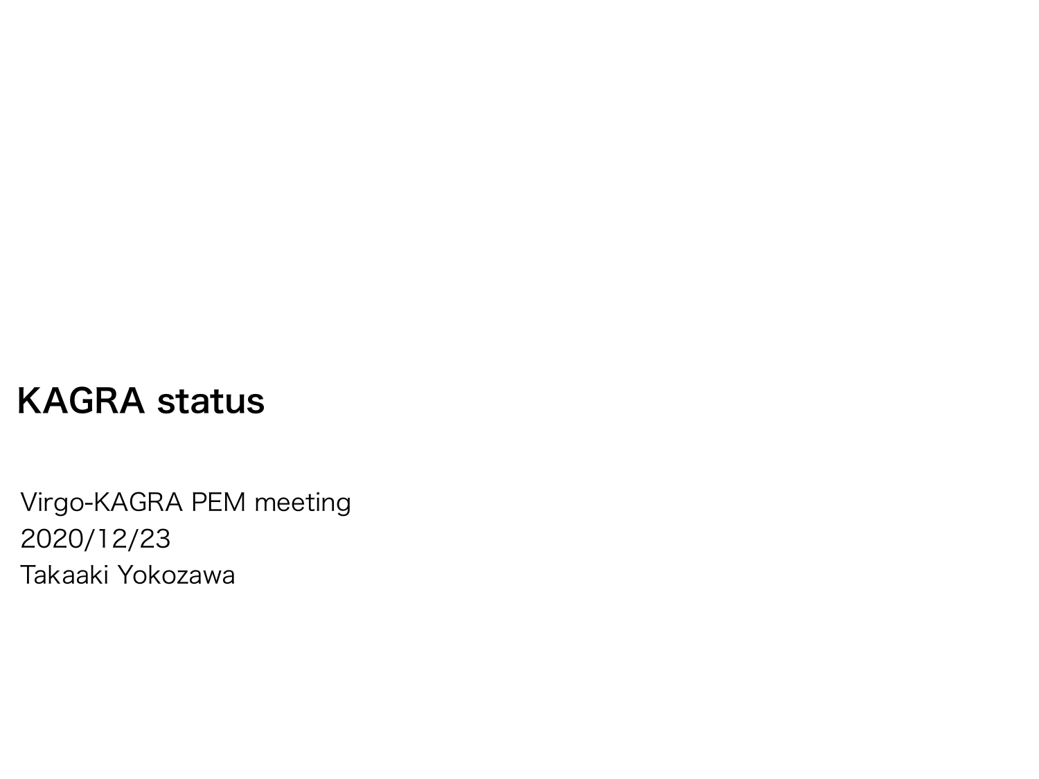# KAGRA status

Virgo-KAGRA PEM meeting
2020/12/23
Takaaki Yokozawa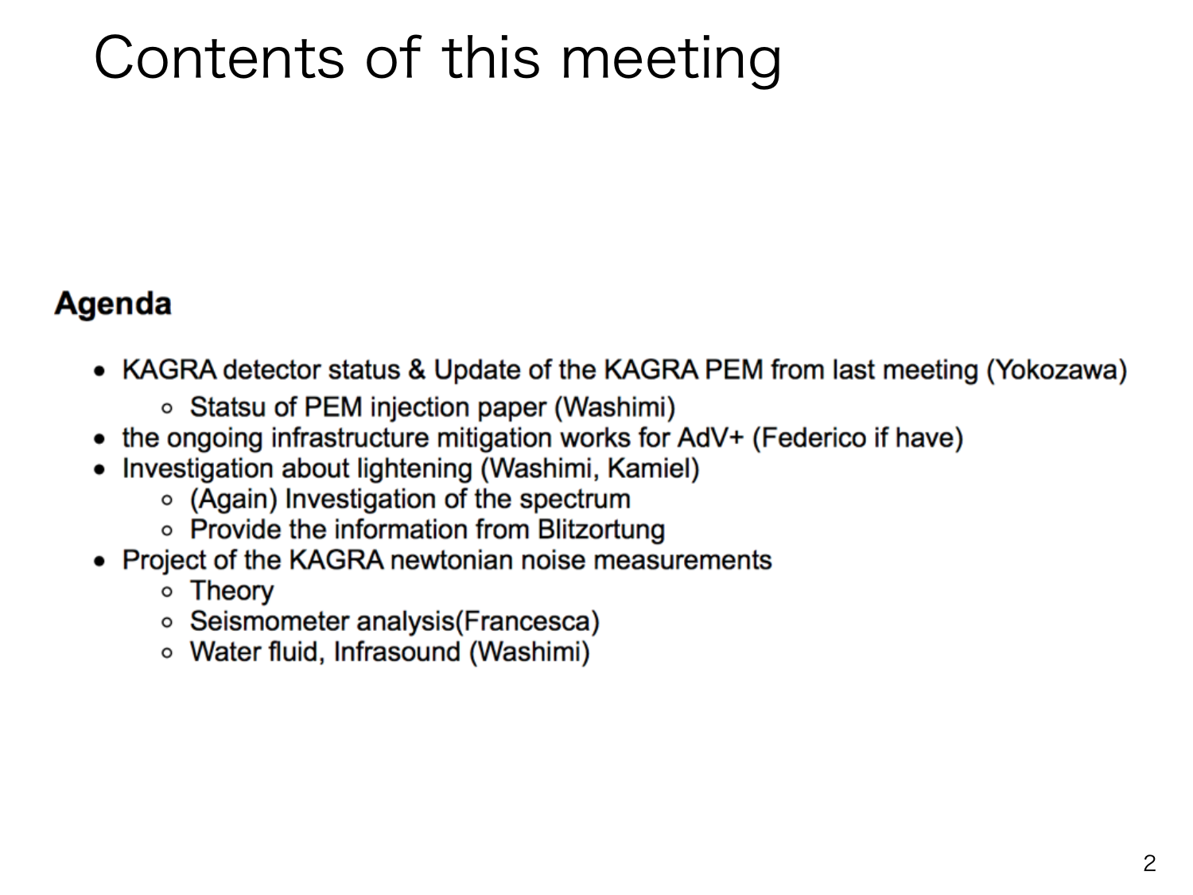# Contents of this meeting

## Agenda

- KAGRA detector status & Update of the KAGRA PEM from last meeting (Yokozawa)
  - Statsu of PEM injection paper (Washimi)
- the ongoing infrastructure mitigation works for AdV+ (Federico if have)
- Investigation about lightening (Washimi, Kamiel)
  - (Again) Investigation of the spectrum
  - Provide the information from Blitzortung
- Project of the KAGRA newtonian noise measurements
  - Theory
  - Seismometer analysis(Francesca)
  - Water fluid, Infrasound (Washimi)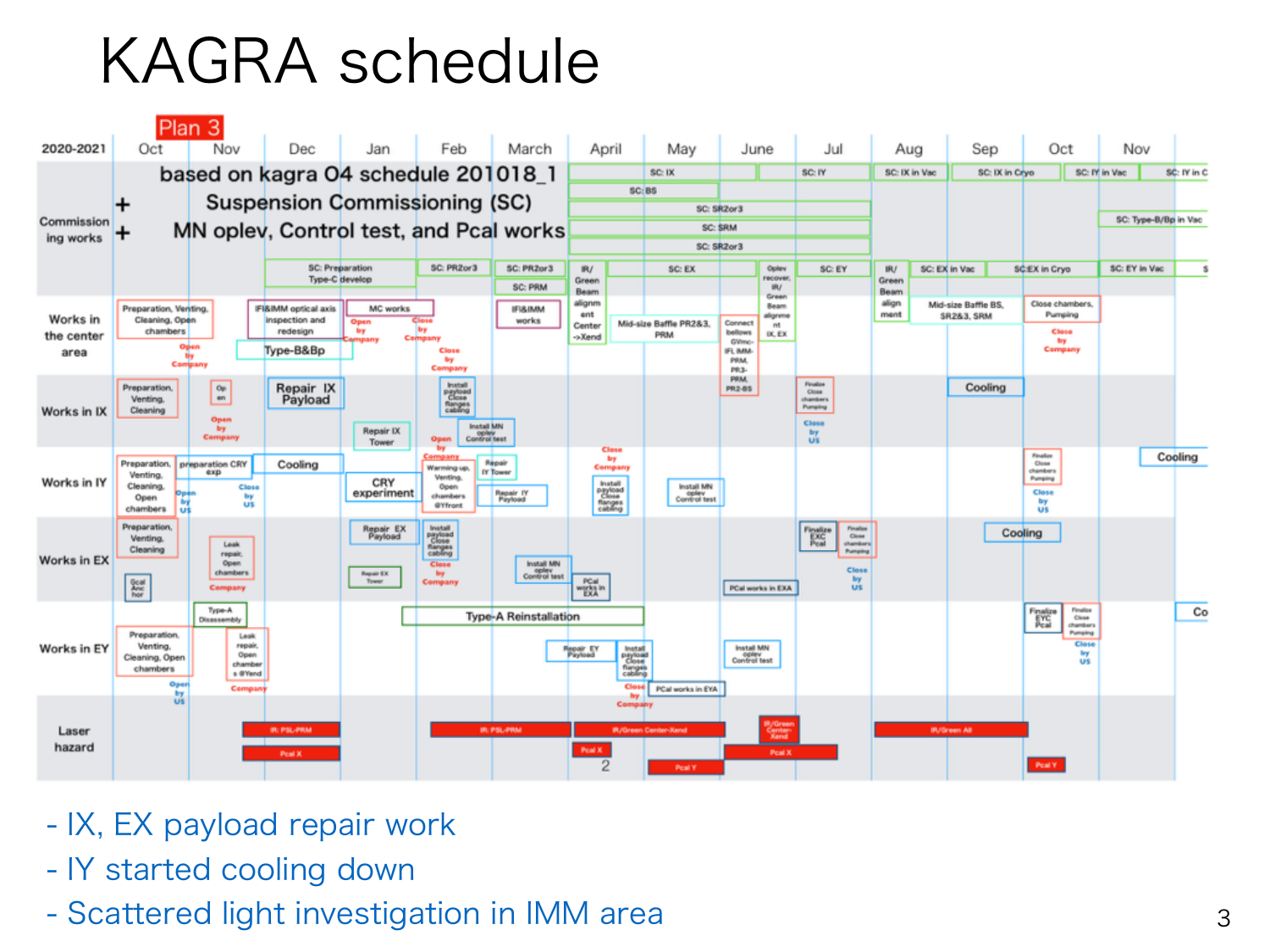# KAGRA schedule

Plan 3

| 2020-2021 | Oct | Nov | Dec | Jan | Feb | March | April | May | June | Jul | Aug | Sep | Oct | Nov |
|---|---|---|---|---|---|---|---|---|---|---|---|---|---|---|
| Commissioning works | based on kagra O4 schedule 201018_1 + Suspension Commissioning (SC) + MN oplev, Control test, and Pcal works | | | | | | | | | | | | | |
| Works in the center area | | | | | | | | | | | | | | |
| Works in IX | | | | | | | | | | | | | | |
| Works in IY | | | | | | | | | | | | | | |
| Works in EX | | | | | | | | | | | | | | |
| Works in EY | | | | | | | | | | | | | | |
| Laser hazard | | | | | | | | | | | | | | |

- IX, EX payload repair work
- IY started cooling down
- Scattered light investigation in IMM area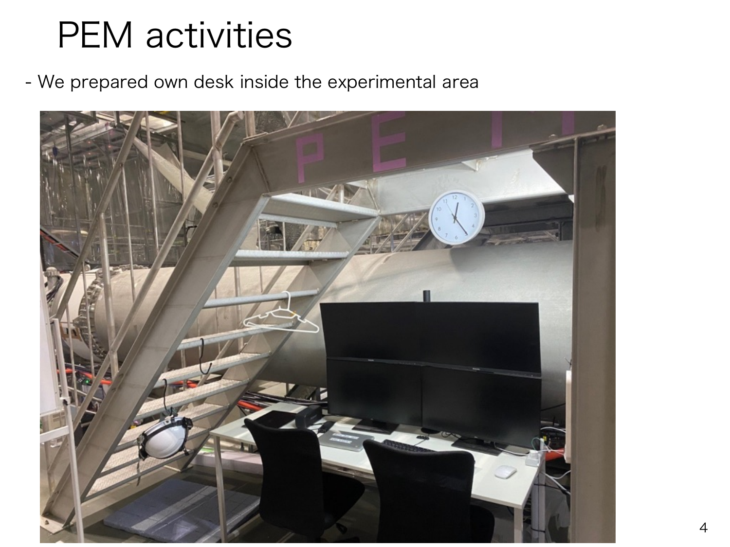# PEM activities

- We prepared own desk inside the experimental area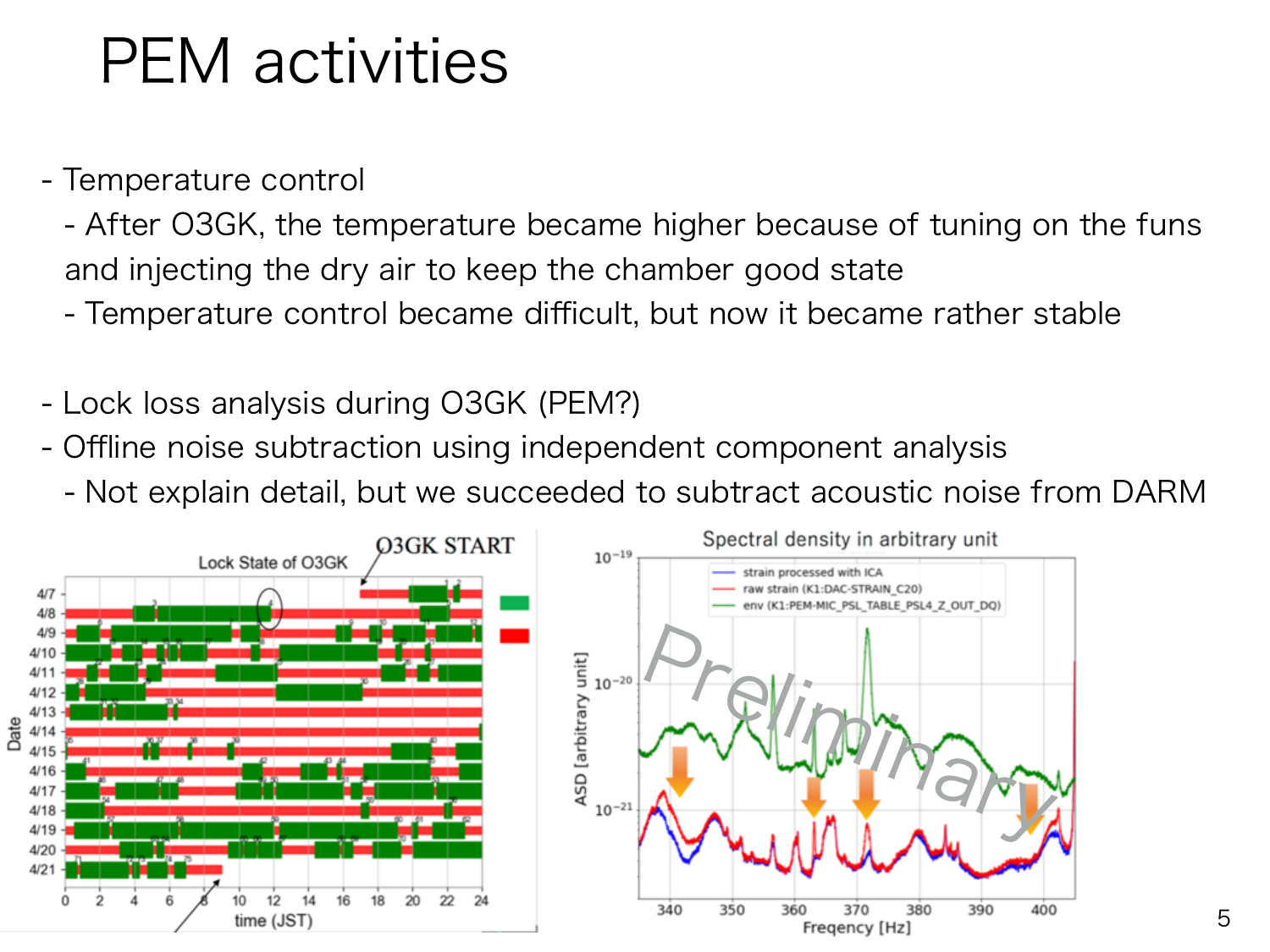# PEM activities

- Temperature control
  - After O3GK, the temperature became higher because of tuning on the funs and injecting the dry air to keep the chamber good state
  - Temperature control became difficult, but now it became rather stable

- Lock loss analysis during O3GK (PEM?)
- Offline noise subtraction using independent component analysis
  - Not explain detail, but we succeeded to subtract acoustic noise from DARM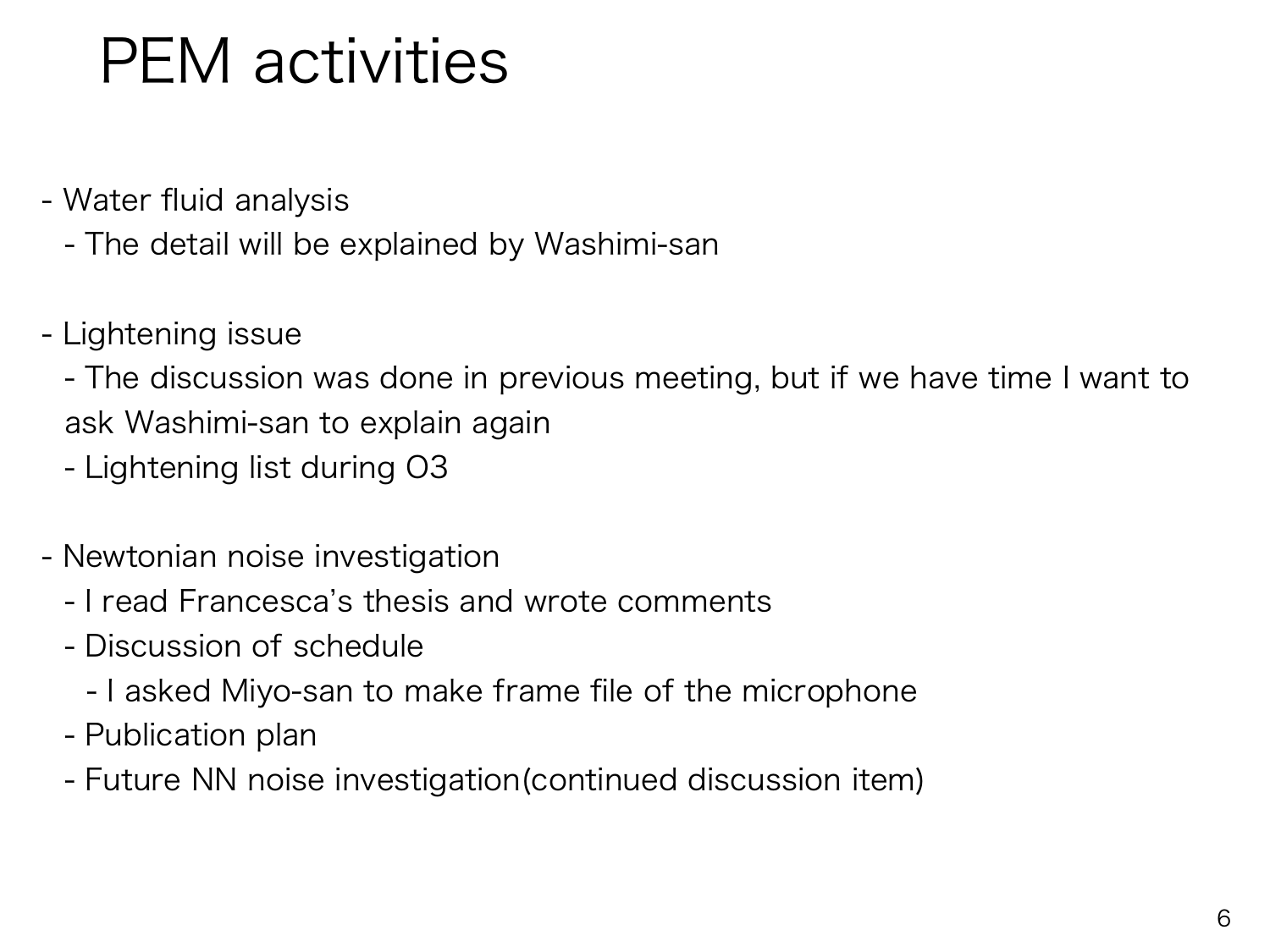# PEM activities

- Water fluid analysis
  - The detail will be explained by Washimi-san

- Lightening issue
  - The discussion was done in previous meeting, but if we have time I want to ask Washimi-san to explain again
  - Lightening list during O3

- Newtonian noise investigation
  - I read Francesca's thesis and wrote comments
  - Discussion of schedule
    - I asked Miyo-san to make frame file of the microphone
  - Publication plan
  - Future NN noise investigation(continued discussion item)